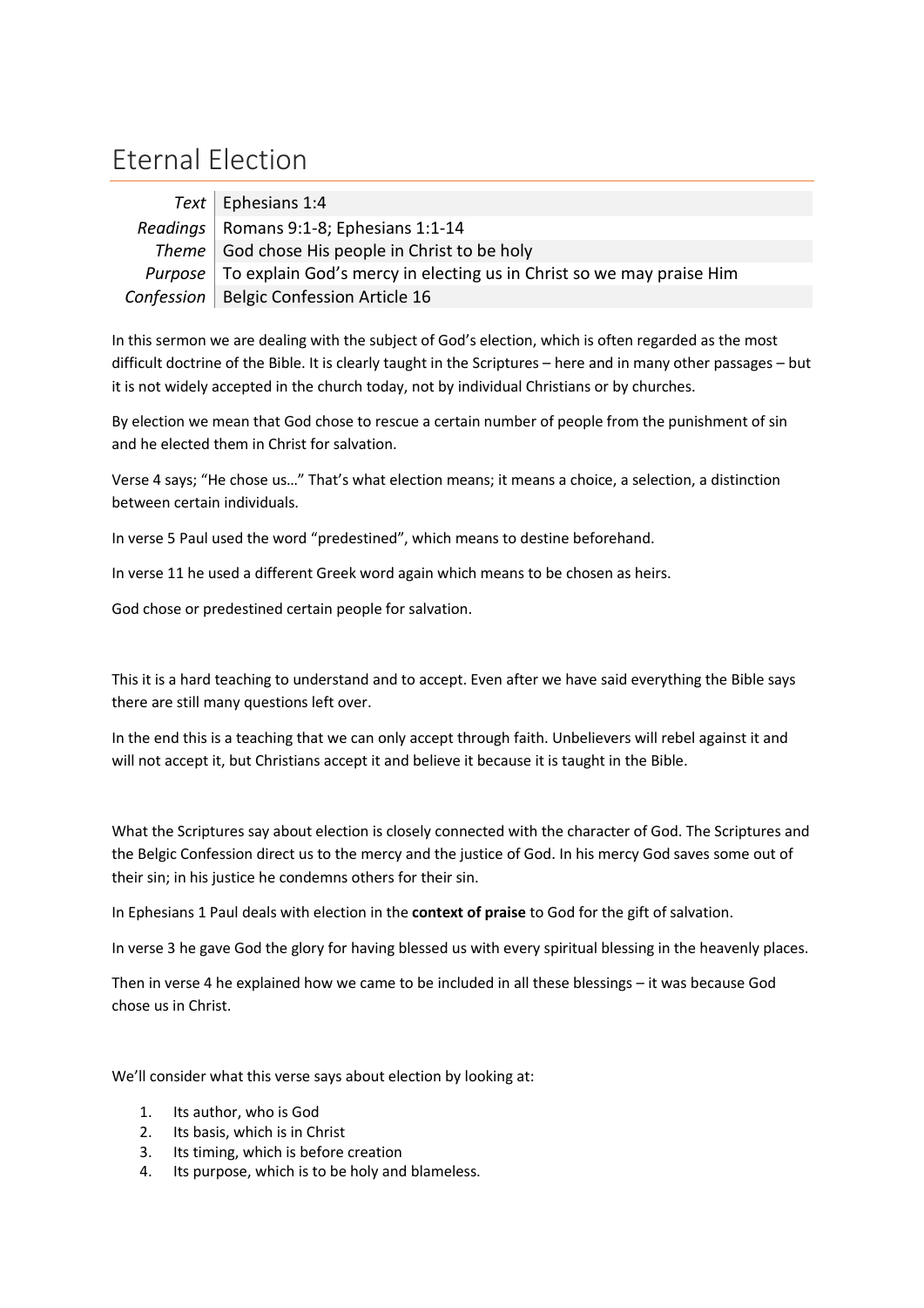# Eternal Election

| | |
|---|---|
| *Text* | Ephesians 1:4 |
| *Readings* | Romans 9:1-8; Ephesians 1:1-14 |
| *Theme* | God chose His people in Christ to be holy |
| *Purpose* | To explain God's mercy in electing us in Christ so we may praise Him |
| *Confession* | Belgic Confession Article 16 |

In this sermon we are dealing with the subject of God's election, which is often regarded as the most difficult doctrine of the Bible. It is clearly taught in the Scriptures – here and in many other passages – but it is not widely accepted in the church today, not by individual Christians or by churches.

By election we mean that God chose to rescue a certain number of people from the punishment of sin and he elected them in Christ for salvation.

Verse 4 says; "He chose us…" That's what election means; it means a choice, a selection, a distinction between certain individuals.

In verse 5 Paul used the word "predestined", which means to destine beforehand.

In verse 11 he used a different Greek word again which means to be chosen as heirs.

God chose or predestined certain people for salvation.

This it is a hard teaching to understand and to accept. Even after we have said everything the Bible says there are still many questions left over.

In the end this is a teaching that we can only accept through faith. Unbelievers will rebel against it and will not accept it, but Christians accept it and believe it because it is taught in the Bible.

What the Scriptures say about election is closely connected with the character of God. The Scriptures and the Belgic Confession direct us to the mercy and the justice of God. In his mercy God saves some out of their sin; in his justice he condemns others for their sin.

In Ephesians 1 Paul deals with election in the **context of praise** to God for the gift of salvation.

In verse 3 he gave God the glory for having blessed us with every spiritual blessing in the heavenly places.

Then in verse 4 he explained how we came to be included in all these blessings – it was because God chose us in Christ.

We'll consider what this verse says about election by looking at:

1. Its author, who is God
2. Its basis, which is in Christ
3. Its timing, which is before creation
4. Its purpose, which is to be holy and blameless.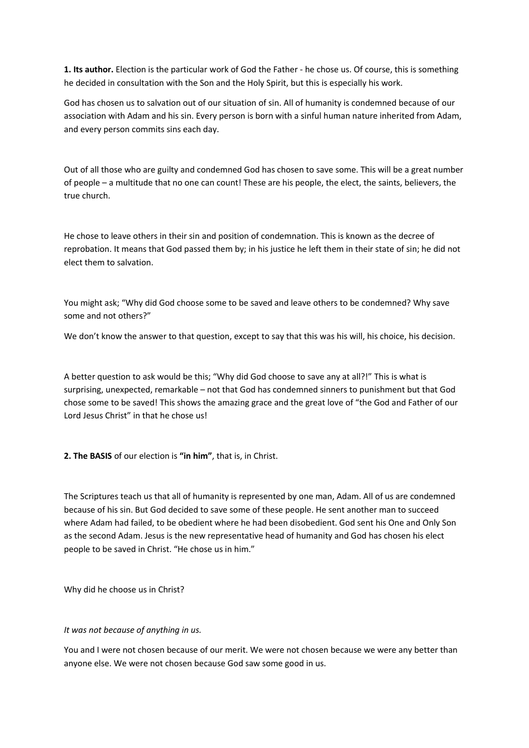**1. Its author.** Election is the particular work of God the Father - he chose us. Of course, this is something he decided in consultation with the Son and the Holy Spirit, but this is especially his work.

God has chosen us to salvation out of our situation of sin. All of humanity is condemned because of our association with Adam and his sin. Every person is born with a sinful human nature inherited from Adam, and every person commits sins each day.

Out of all those who are guilty and condemned God has chosen to save some. This will be a great number of people – a multitude that no one can count! These are his people, the elect, the saints, believers, the true church.

He chose to leave others in their sin and position of condemnation. This is known as the decree of reprobation. It means that God passed them by; in his justice he left them in their state of sin; he did not elect them to salvation.

You might ask; "Why did God choose some to be saved and leave others to be condemned? Why save some and not others?"

We don't know the answer to that question, except to say that this was his will, his choice, his decision.

A better question to ask would be this; "Why did God choose to save any at all?!" This is what is surprising, unexpected, remarkable – not that God has condemned sinners to punishment but that God chose some to be saved! This shows the amazing grace and the great love of "the God and Father of our Lord Jesus Christ" in that he chose us!

**2. The BASIS** of our election is **"in him"**, that is, in Christ.

The Scriptures teach us that all of humanity is represented by one man, Adam. All of us are condemned because of his sin. But God decided to save some of these people. He sent another man to succeed where Adam had failed, to be obedient where he had been disobedient. God sent his One and Only Son as the second Adam. Jesus is the new representative head of humanity and God has chosen his elect people to be saved in Christ. "He chose us in him."

Why did he choose us in Christ?

*It was not because of anything in us.*

You and I were not chosen because of our merit. We were not chosen because we were any better than anyone else. We were not chosen because God saw some good in us.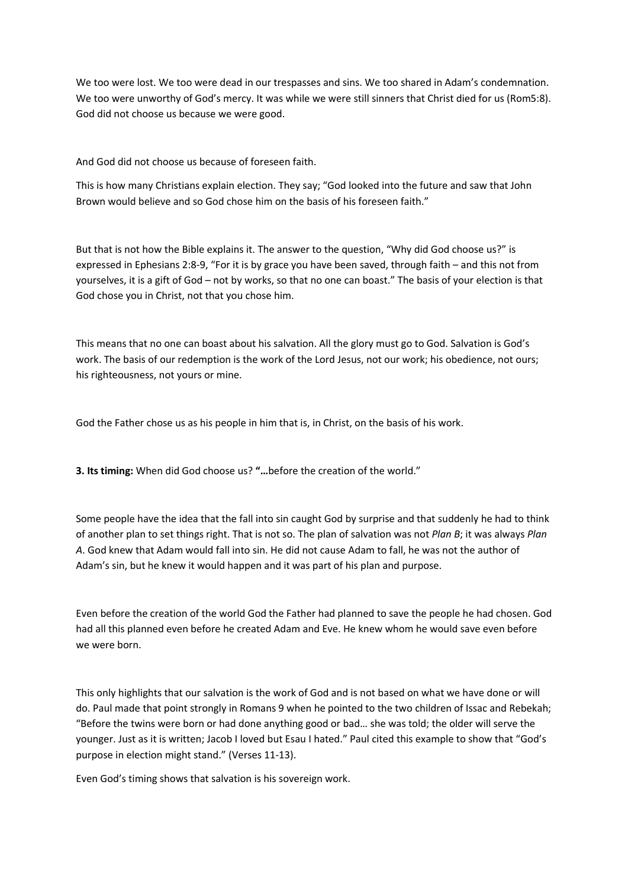We too were lost. We too were dead in our trespasses and sins. We too shared in Adam's condemnation. We too were unworthy of God's mercy. It was while we were still sinners that Christ died for us (Rom5:8). God did not choose us because we were good.

And God did not choose us because of foreseen faith.

This is how many Christians explain election. They say; "God looked into the future and saw that John Brown would believe and so God chose him on the basis of his foreseen faith."

But that is not how the Bible explains it. The answer to the question, "Why did God choose us?" is expressed in Ephesians 2:8-9, "For it is by grace you have been saved, through faith – and this not from yourselves, it is a gift of God – not by works, so that no one can boast." The basis of your election is that God chose you in Christ, not that you chose him.

This means that no one can boast about his salvation. All the glory must go to God. Salvation is God's work. The basis of our redemption is the work of the Lord Jesus, not our work; his obedience, not ours; his righteousness, not yours or mine.

God the Father chose us as his people in him that is, in Christ, on the basis of his work.

**3. Its timing:** When did God choose us? **"…**before the creation of the world."

Some people have the idea that the fall into sin caught God by surprise and that suddenly he had to think of another plan to set things right. That is not so. The plan of salvation was not *Plan B*; it was always *Plan A*. God knew that Adam would fall into sin. He did not cause Adam to fall, he was not the author of Adam's sin, but he knew it would happen and it was part of his plan and purpose.

Even before the creation of the world God the Father had planned to save the people he had chosen. God had all this planned even before he created Adam and Eve. He knew whom he would save even before we were born.

This only highlights that our salvation is the work of God and is not based on what we have done or will do. Paul made that point strongly in Romans 9 when he pointed to the two children of Issac and Rebekah; "Before the twins were born or had done anything good or bad… she was told; the older will serve the younger. Just as it is written; Jacob I loved but Esau I hated." Paul cited this example to show that "God's purpose in election might stand." (Verses 11-13).

Even God's timing shows that salvation is his sovereign work.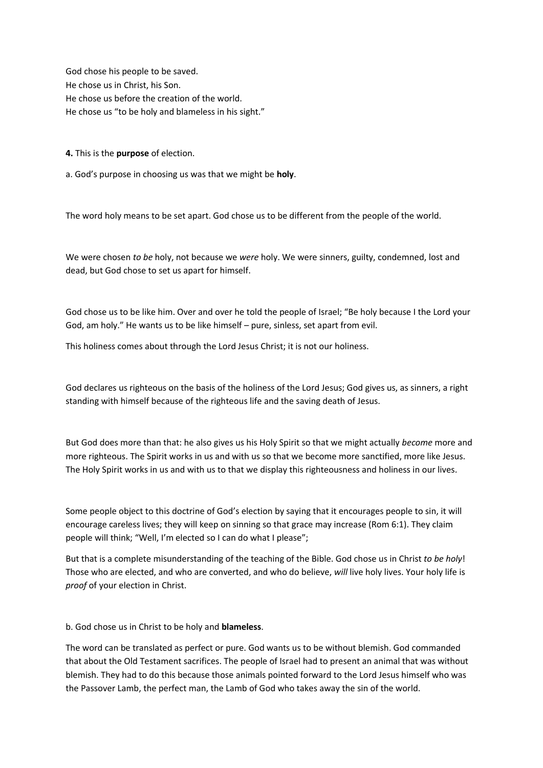God chose his people to be saved.
He chose us in Christ, his Son.
He chose us before the creation of the world.
He chose us "to be holy and blameless in his sight."

**4.** This is the **purpose** of election.

a. God's purpose in choosing us was that we might be **holy**.

The word holy means to be set apart. God chose us to be different from the people of the world.

We were chosen *to be* holy, not because we *were* holy. We were sinners, guilty, condemned, lost and dead, but God chose to set us apart for himself.

God chose us to be like him. Over and over he told the people of Israel; "Be holy because I the Lord your God, am holy." He wants us to be like himself – pure, sinless, set apart from evil.

This holiness comes about through the Lord Jesus Christ; it is not our holiness.

God declares us righteous on the basis of the holiness of the Lord Jesus; God gives us, as sinners, a right standing with himself because of the righteous life and the saving death of Jesus.

But God does more than that: he also gives us his Holy Spirit so that we might actually *become* more and more righteous. The Spirit works in us and with us so that we become more sanctified, more like Jesus. The Holy Spirit works in us and with us to that we display this righteousness and holiness in our lives.

Some people object to this doctrine of God's election by saying that it encourages people to sin, it will encourage careless lives; they will keep on sinning so that grace may increase (Rom 6:1). They claim people will think; "Well, I'm elected so I can do what I please";

But that is a complete misunderstanding of the teaching of the Bible. God chose us in Christ *to be holy*! Those who are elected, and who are converted, and who do believe, *will* live holy lives. Your holy life is *proof* of your election in Christ.

b. God chose us in Christ to be holy and **blameless**.

The word can be translated as perfect or pure. God wants us to be without blemish. God commanded that about the Old Testament sacrifices. The people of Israel had to present an animal that was without blemish. They had to do this because those animals pointed forward to the Lord Jesus himself who was the Passover Lamb, the perfect man, the Lamb of God who takes away the sin of the world.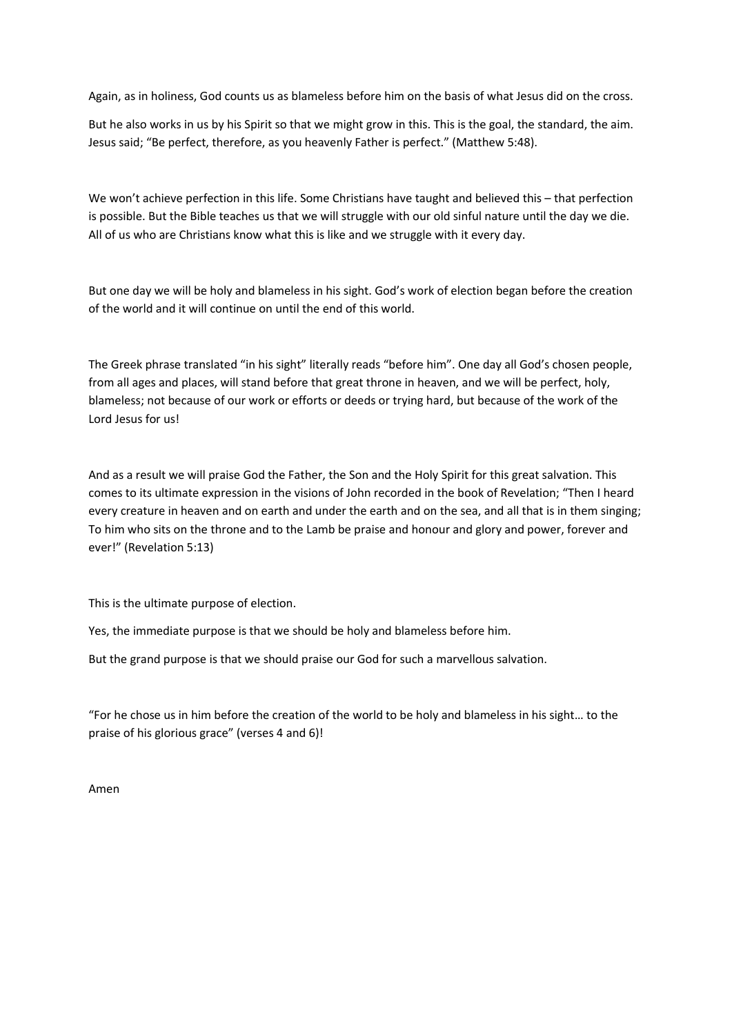Again, as in holiness, God counts us as blameless before him on the basis of what Jesus did on the cross.

But he also works in us by his Spirit so that we might grow in this. This is the goal, the standard, the aim. Jesus said; "Be perfect, therefore, as you heavenly Father is perfect." (Matthew 5:48).

We won't achieve perfection in this life. Some Christians have taught and believed this – that perfection is possible. But the Bible teaches us that we will struggle with our old sinful nature until the day we die. All of us who are Christians know what this is like and we struggle with it every day.

But one day we will be holy and blameless in his sight. God's work of election began before the creation of the world and it will continue on until the end of this world.

The Greek phrase translated "in his sight" literally reads "before him". One day all God's chosen people, from all ages and places, will stand before that great throne in heaven, and we will be perfect, holy, blameless; not because of our work or efforts or deeds or trying hard, but because of the work of the Lord Jesus for us!

And as a result we will praise God the Father, the Son and the Holy Spirit for this great salvation. This comes to its ultimate expression in the visions of John recorded in the book of Revelation; "Then I heard every creature in heaven and on earth and under the earth and on the sea, and all that is in them singing; To him who sits on the throne and to the Lamb be praise and honour and glory and power, forever and ever!" (Revelation 5:13)

This is the ultimate purpose of election.

Yes, the immediate purpose is that we should be holy and blameless before him.

But the grand purpose is that we should praise our God for such a marvellous salvation.

"For he chose us in him before the creation of the world to be holy and blameless in his sight… to the praise of his glorious grace" (verses 4 and 6)!

Amen